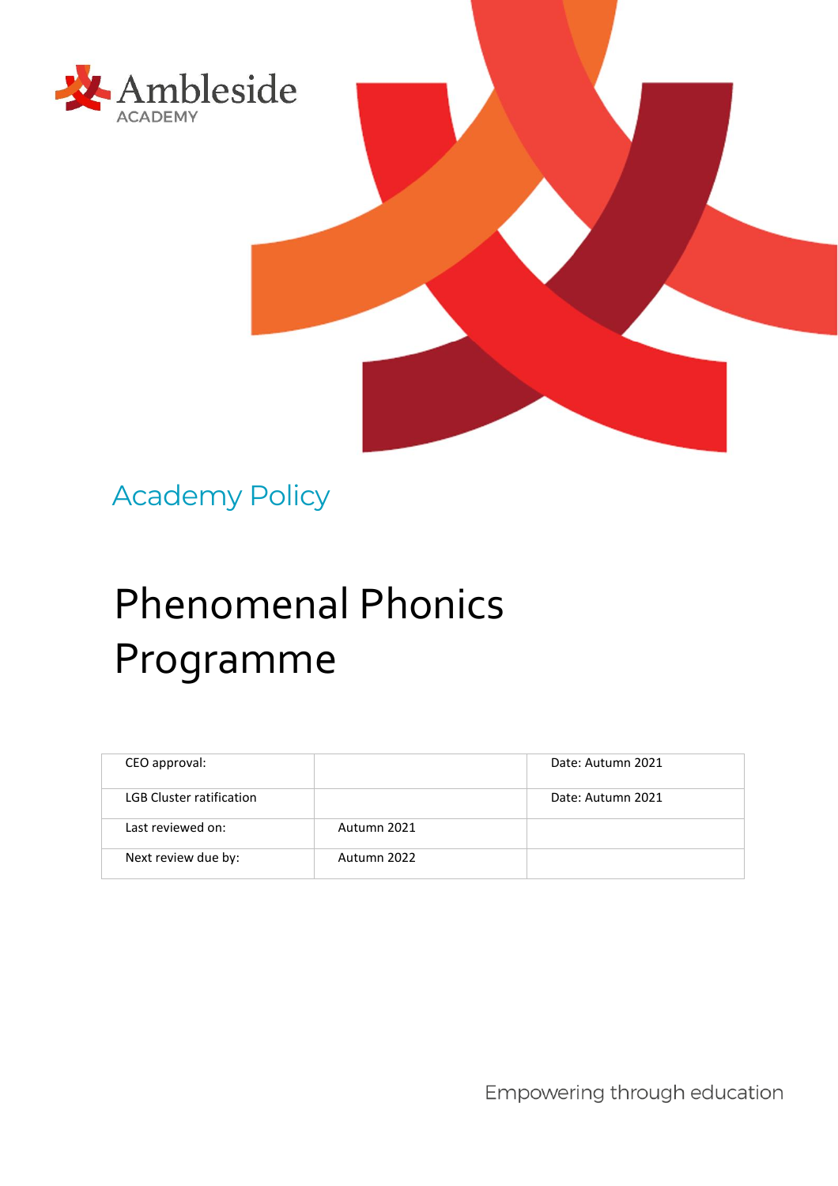Ambleside
ACADEMY

Academy Policy

# Phenomenal Phonics Programme

| CEO approval: | | Date: Autumn 2021 |
|---|---|---|
| LGB Cluster ratification | | Date: Autumn 2021 |
| Last reviewed on: | Autumn 2021 | |
| Next review due by: | Autumn 2022 | |

Empowering through education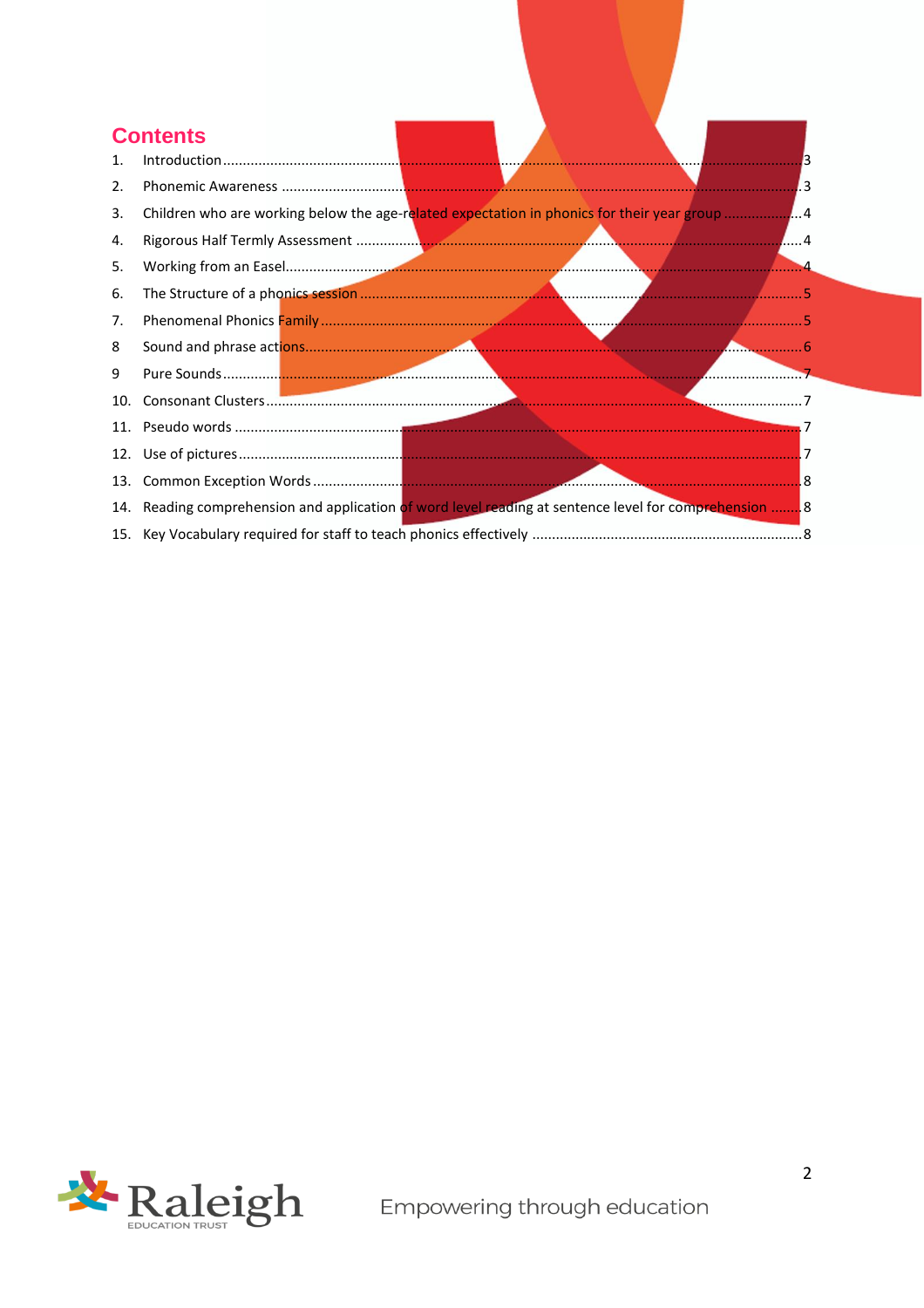# Contents

1. Introduction ........ 3
2. Phonemic Awareness ........ 3
3. Children who are working below the age-related expectation in phonics for their year group ........ 4
4. Rigorous Half Termly Assessment ........ 4
5. Working from an Easel ........ 4
6. The Structure of a phonics session ........ 5
7. Phenomenal Phonics Family ........ 5
8. Sound and phrase actions ........ 6
9. Pure Sounds ........ 7
10. Consonant Clusters ........ 7
11. Pseudo words ........ 7
12. Use of pictures ........ 7
13. Common Exception Words ........ 8
14. Reading comprehension and application of word level reading at sentence level for comprehension ........ 8
15. Key Vocabulary required for staff to teach phonics effectively ........ 8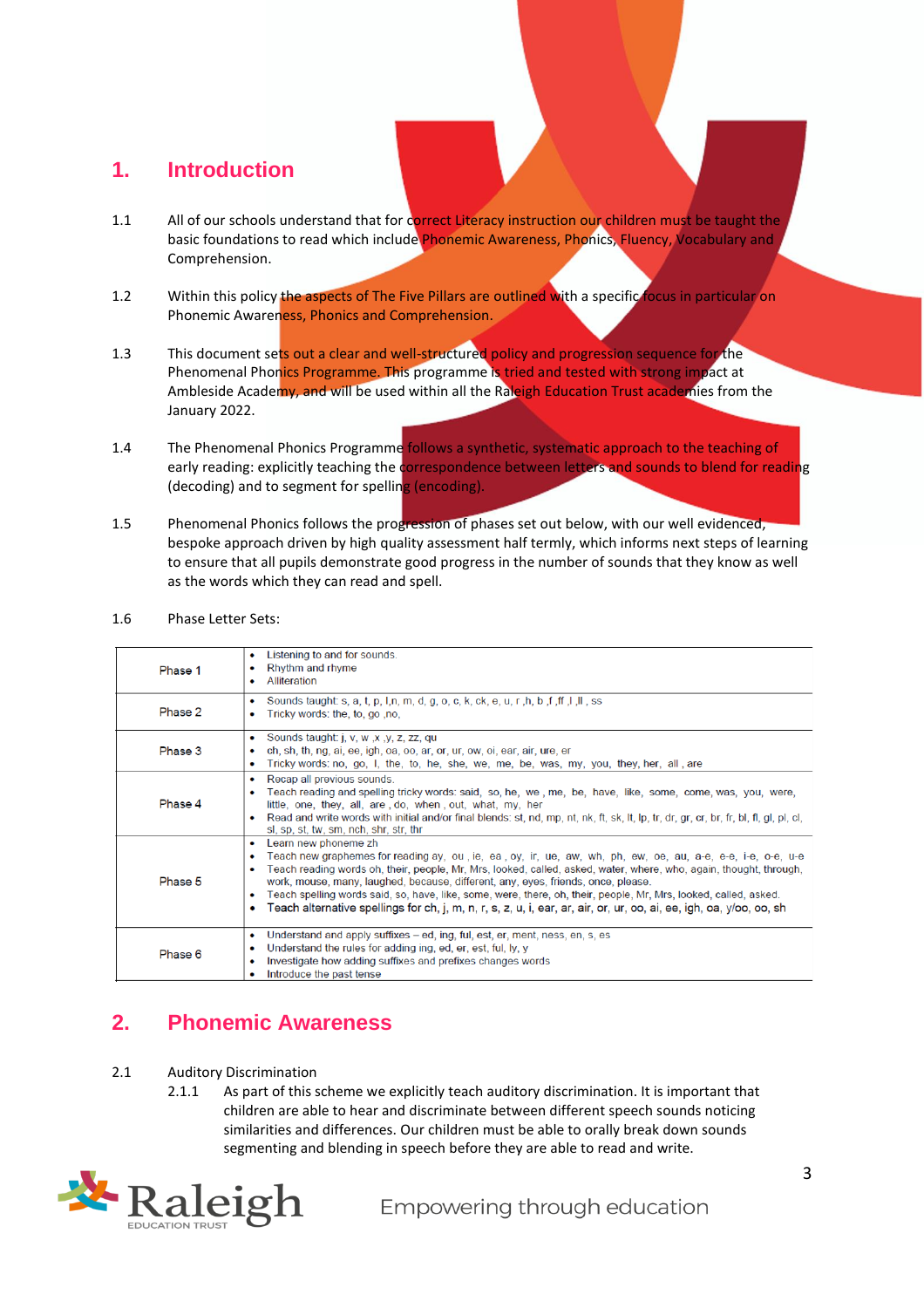## 1. Introduction

1.1 All of our schools understand that for correct Literacy instruction our children must be taught the basic foundations to read which include Phonemic Awareness, Phonics, Fluency, Vocabulary and Comprehension.

1.2 Within this policy the aspects of The Five Pillars are outlined with a specific focus in particular on Phonemic Awareness, Phonics and Comprehension.

1.3 This document sets out a clear and well-structured policy and progression sequence for the Phenomenal Phonics Programme. This programme is tried and tested with strong impact at Ambleside Academy, and will be used within all the Raleigh Education Trust academies from the January 2022.

1.4 The Phenomenal Phonics Programme follows a synthetic, systematic approach to the teaching of early reading: explicitly teaching the correspondence between letters and sounds to blend for reading (decoding) and to segment for spelling (encoding).

1.5 Phenomenal Phonics follows the progression of phases set out below, with our well evidenced, bespoke approach driven by high quality assessment half termly, which informs next steps of learning to ensure that all pupils demonstrate good progress in the number of sounds that they know as well as the words which they can read and spell.

1.6 Phase Letter Sets:

| Phase | Content |
|---|---|
| Phase 1 | • Listening to and for sounds.<br>• Rhythm and rhyme<br>• Alliteration |
| Phase 2 | • Sounds taught: s, a, t, p, I,n, m, d, g, o, c, k, ck, e, u, r ,h, b ,f ,ff ,l ,ll , ss<br>• Tricky words: the, to, go ,no, |
| Phase 3 | • Sounds taught: j, v, w ,x ,y, z, zz, qu<br>• ch, sh, th, ng, ai, ee, igh, oa, oo, ar, or, ur, ow, oi, ear, air, ure, er<br>• Tricky words: no, go, I, the, to, he, she, we, me, be, was, my, you, they, her, all , are |
| Phase 4 | • Recap all previous sounds.<br>• Teach reading and spelling tricky words: said, so, he, we , me, be, have, like, some, come, was, you, were, little, one, they, all, are , do, when , out, what, my, her<br>• Read and write words with initial and/or final blends: st, nd, mp, nt, nk, ft, sk, lt, lp, tr, dr, gr, cr, br, fr, bl, fl, gl, pl, cl, sl, sp, st, tw, sm, nch, shr, str, thr |
| Phase 5 | • Learn new phoneme zh<br>• Teach new graphemes for reading ay, ou , ie, ea , oy, ir, ue, aw, wh, ph, ew, oe, au, a-e, e-e, i-e, o-e, u-e<br>• Teach reading words oh, their, people, Mr, Mrs, looked, called, asked, water, where, who, again, thought, through, work, mouse, many, laughed, because, different, any, eyes, friends, once, please.<br>• Teach spelling words said, so, have, like, some, were, there, oh, their, people, Mr, Mrs, looked, called, asked.<br>• Teach alternative spellings for ch, j, m, n, r, s, z, u, i, ear, ar, air, or, ur, oo, ai, ee, igh, oa, y/oo, oo, sh |
| Phase 6 | • Understand and apply suffixes – ed, ing, ful, est, er, ment, ness, en, s, es<br>• Understand the rules for adding ing, ed, er, est, ful, ly, y<br>• Investigate how adding suffixes and prefixes changes words<br>• Introduce the past tense |

## 2. Phonemic Awareness

2.1 Auditory Discrimination

2.1.1 As part of this scheme we explicitly teach auditory discrimination. It is important that children are able to hear and discriminate between different speech sounds noticing similarities and differences. Our children must be able to orally break down sounds segmenting and blending in speech before they are able to read and write.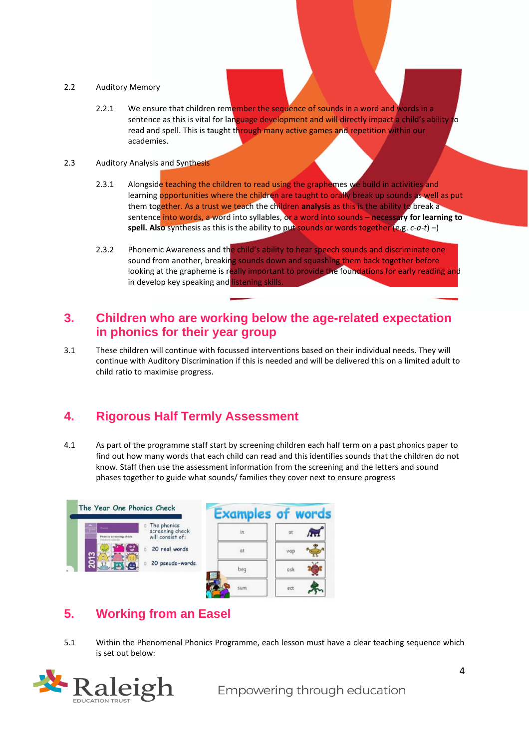2.2 Auditory Memory

2.2.1 We ensure that children remember the sequence of sounds in a word and words in a sentence as this is vital for language development and will directly impact a child's ability to read and spell. This is taught through many active games and repetition within our academies.

2.3 Auditory Analysis and Synthesis

2.3.1 Alongside teaching the children to read using the graphemes we build in activities and learning opportunities where the children are taught to orally break up sounds as well as put them together. As a trust we teach the children **analysis** as this is the ability to break a sentence into words, a word into syllables, or a word into sounds – **necessary for learning to spell. Also** synthesis as this is the ability to put sounds or words together (e.g. *c-a-t*) –)

2.3.2 Phonemic Awareness and the child's ability to hear speech sounds and discriminate one sound from another, breaking sounds down and squashing them back together before looking at the grapheme is really important to provide the foundations for early reading and in develop key speaking and listening skills.

## 3. Children who are working below the age-related expectation in phonics for their year group

3.1 These children will continue with focussed interventions based on their individual needs. They will continue with Auditory Discrimination if this is needed and will be delivered this on a limited adult to child ratio to maximise progress.

## 4. Rigorous Half Termly Assessment

4.1 As part of the programme staff start by screening children each half term on a past phonics paper to find out how many words that each child can read and this identifies sounds that the children do not know. Staff then use the assessment information from the screening and the letters and sound phases together to guide what sounds/ families they cover next to ensure progress

## 5. Working from an Easel

5.1 Within the Phenomenal Phonics Programme, each lesson must have a clear teaching sequence which is set out below: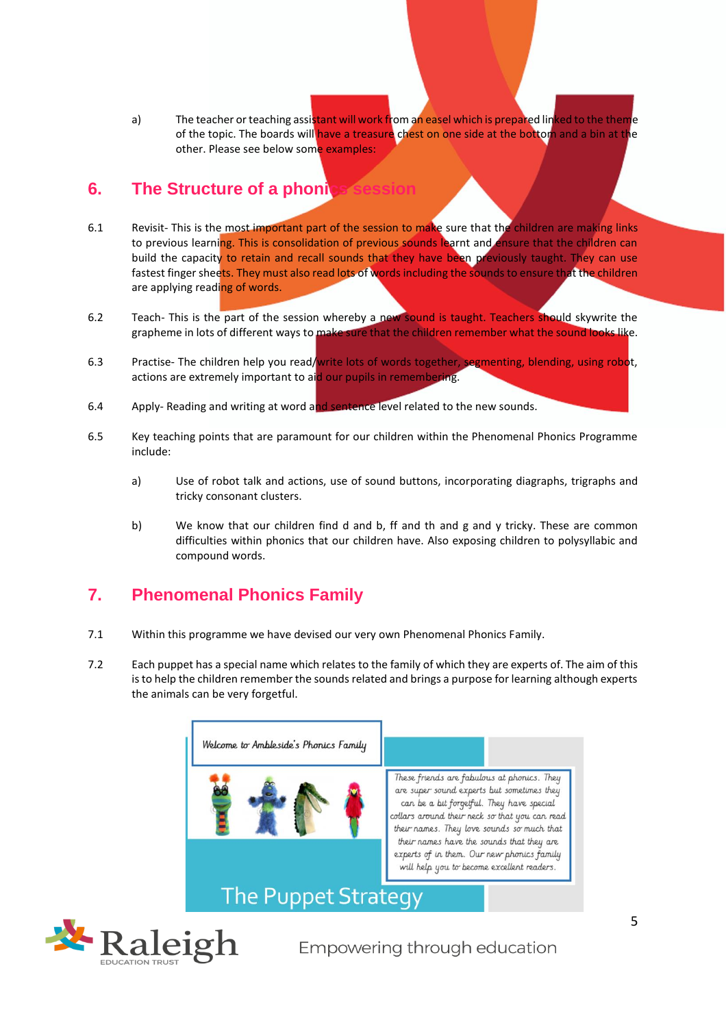a) The teacher or teaching assistant will work from an easel which is prepared linked to the theme of the topic. The boards will have a treasure chest on one side at the bottom and a bin at the other. Please see below some examples:

## 6. The Structure of a phonics session

6.1 Revisit- This is the most important part of the session to make sure that the children are making links to previous learning. This is consolidation of previous sounds learnt and ensure that the children can build the capacity to retain and recall sounds that they have been previously taught. They can use fastest finger sheets. They must also read lots of words including the sounds to ensure that the children are applying reading of words.

6.2 Teach- This is the part of the session whereby a new sound is taught. Teachers should skywrite the grapheme in lots of different ways to make sure that the children remember what the sound looks like.

6.3 Practise- The children help you read/write lots of words together, segmenting, blending, using robot, actions are extremely important to aid our pupils in remembering.

6.4 Apply- Reading and writing at word and sentence level related to the new sounds.

6.5 Key teaching points that are paramount for our children within the Phenomenal Phonics Programme include:

a) Use of robot talk and actions, use of sound buttons, incorporating diagraphs, trigraphs and tricky consonant clusters.

b) We know that our children find d and b, ff and th and g and y tricky. These are common difficulties within phonics that our children have. Also exposing children to polysyllabic and compound words.

## 7. Phenomenal Phonics Family

7.1 Within this programme we have devised our very own Phenomenal Phonics Family.

7.2 Each puppet has a special name which relates to the family of which they are experts of. The aim of this is to help the children remember the sounds related and brings a purpose for learning although experts the animals can be very forgetful.

Welcome to Ambleside's Phonics Family

These friends are fabulous at phonics. They are super sound experts but sometimes they can be a bit forgetful. They have special collars around their neck so that you can read their names. They love sounds so much that their names have the sounds that they are experts of in them. Our new phonics family will help you to become excellent readers.

The Puppet Strategy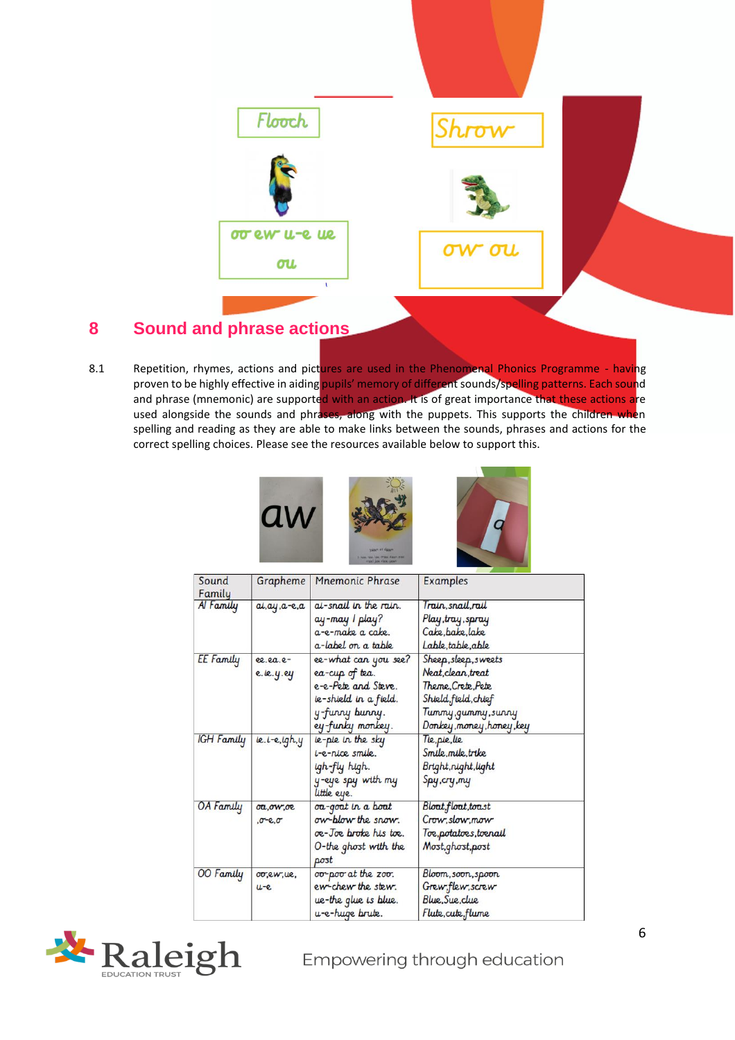Flooch

oo ew u-e ue ou

Shrow

ow ou

## 8 Sound and phrase actions

8.1 Repetition, rhymes, actions and pictures are used in the Phenomenal Phonics Programme - having proven to be highly effective in aiding pupils' memory of different sounds/spelling patterns. Each sound and phrase (mnemonic) are supported with an action. It is of great importance that these actions are used alongside the sounds and phrases, along with the puppets. This supports the children when spelling and reading as they are able to make links between the sounds, phrases and actions for the correct spelling choices. Please see the resources available below to support this.

| Sound Family | Grapheme | Mnemonic Phrase | Examples |
|---|---|---|---|
| AI Family | ai,ay,a-e,a | ai-snail in the rain.<br>ay-may I play?<br>a-e-make a cake.<br>a-label on a table | Train,snail,rail<br>Play,tray,spray<br>Cake,bake,lake<br>Lable,table,able |
| EE Family | ee.ea.e-e.ie.y.ey | ee-what can you see?<br>ea-cup of tea.<br>e-e-Pete and Steve.<br>ie-shield in a field.<br>y-funny bunny.<br>ey-funky monkey. | Sheep,sleep,sweets<br>Neat,clean,treat<br>Theme,Crete,Pete<br>Shield,field,chief<br>Tummy,gummy,sunny<br>Donkey,money,honey,key |
| IGH Family | ie.i-e,igh,y | ie-pie in the sky<br>i-e-nice smile.<br>igh-fly high.<br>y-eye spy with my little eye. | Tie,pie,lie<br>Smile,mile,trike<br>Bright,night,light<br>Spy,cry,my |
| OA Family | oa,ow,oe,o-e,o | oa-goat in a boat<br>ow-blow the snow.<br>oe-Joe broke his toe.<br>O-the ghost with the post | Bloat,float,toast<br>Crow,slow,mow<br>Toe,potatoes,toenail<br>Most,ghost,post |
| OO Family | oo,ew,ue,u-e | oo-poo at the zoo.<br>ew-chew the stew.<br>ue-the glue is blue.<br>u-e-huge brute. | Bloom,soon,spoon<br>Grew,flew,screw<br>Blue,Sue,clue<br>Flute,cute,flume |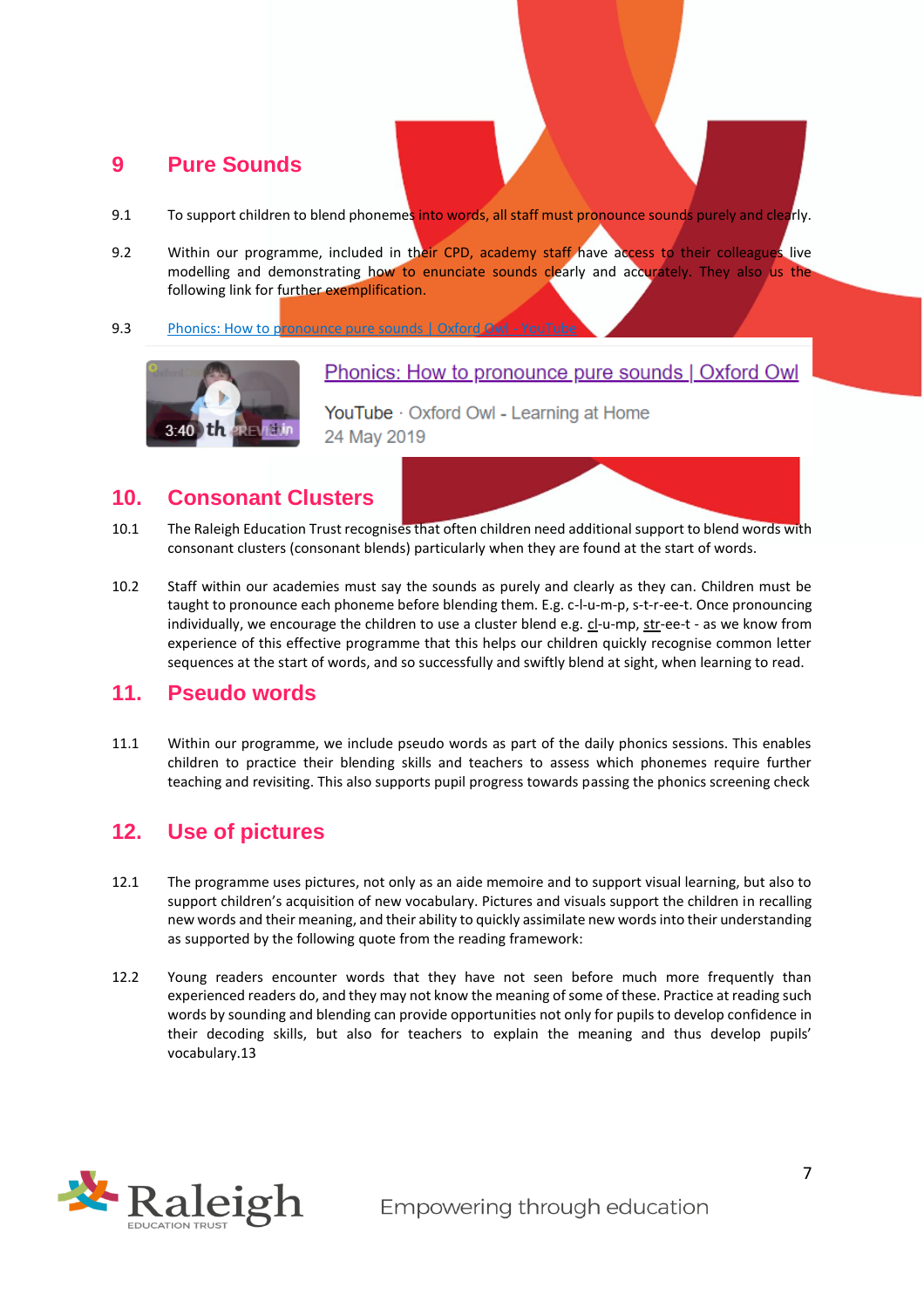## 9 Pure Sounds

9.1 To support children to blend phonemes into words, all staff must pronounce sounds purely and clearly.

9.2 Within our programme, included in their CPD, academy staff have access to their colleagues live modelling and demonstrating how to enunciate sounds clearly and accurately. They also us the following link for further exemplification.

9.3 Phonics: How to pronounce pure sounds | Oxford Owl - YouTube

Phonics: How to pronounce pure sounds | Oxford Owl

YouTube · Oxford Owl - Learning at Home
24 May 2019

## 10. Consonant Clusters

10.1 The Raleigh Education Trust recognises that often children need additional support to blend words with consonant clusters (consonant blends) particularly when they are found at the start of words.

10.2 Staff within our academies must say the sounds as purely and clearly as they can. Children must be taught to pronounce each phoneme before blending them. E.g. c-l-u-m-p, s-t-r-ee-t. Once pronouncing individually, we encourage the children to use a cluster blend e.g. cl-u-mp, str-ee-t - as we know from experience of this effective programme that this helps our children quickly recognise common letter sequences at the start of words, and so successfully and swiftly blend at sight, when learning to read.

## 11. Pseudo words

11.1 Within our programme, we include pseudo words as part of the daily phonics sessions. This enables children to practice their blending skills and teachers to assess which phonemes require further teaching and revisiting. This also supports pupil progress towards passing the phonics screening check

## 12. Use of pictures

12.1 The programme uses pictures, not only as an aide memoire and to support visual learning, but also to support children's acquisition of new vocabulary. Pictures and visuals support the children in recalling new words and their meaning, and their ability to quickly assimilate new words into their understanding as supported by the following quote from the reading framework:

12.2 Young readers encounter words that they have not seen before much more frequently than experienced readers do, and they may not know the meaning of some of these. Practice at reading such words by sounding and blending can provide opportunities not only for pupils to develop confidence in their decoding skills, but also for teachers to explain the meaning and thus develop pupils' vocabulary.13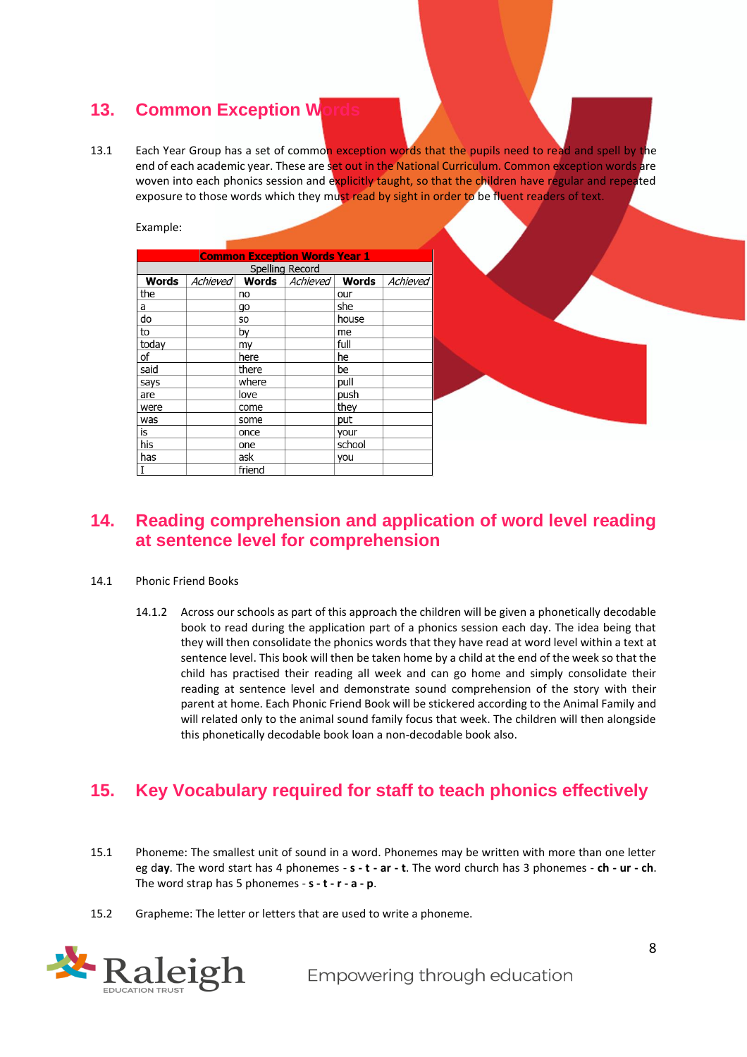## 13. Common Exception Words

13.1 Each Year Group has a set of common exception words that the pupils need to read and spell by the end of each academic year. These are set out in the National Curriculum. Common exception words are woven into each phonics session and explicitly taught, so that the children have regular and repeated exposure to those words which they must read by sight in order to be fluent readers of text.

Example:

| Common Exception Words Year 1 | | | | | |
|---|---|---|---|---|---|
| Spelling Record | | | | | |
| **Words** | *Achieved* | **Words** | *Achieved* | **Words** | *Achieved* |
| the | | no | | our | |
| a | | go | | she | |
| do | | so | | house | |
| to | | by | | me | |
| today | | my | | full | |
| of | | here | | he | |
| said | | there | | be | |
| says | | where | | pull | |
| are | | love | | push | |
| were | | come | | they | |
| was | | some | | put | |
| is | | once | | your | |
| his | | one | | school | |
| has | | ask | | you | |
| I | | friend | | | |

## 14. Reading comprehension and application of word level reading at sentence level for comprehension

14.1 Phonic Friend Books

14.1.2 Across our schools as part of this approach the children will be given a phonetically decodable book to read during the application part of a phonics session each day. The idea being that they will then consolidate the phonics words that they have read at word level within a text at sentence level. This book will then be taken home by a child at the end of the week so that the child has practised their reading all week and can go home and simply consolidate their reading at sentence level and demonstrate sound comprehension of the story with their parent at home. Each Phonic Friend Book will be stickered according to the Animal Family and will related only to the animal sound family focus that week. The children will then alongside this phonetically decodable book loan a non-decodable book also.

## 15. Key Vocabulary required for staff to teach phonics effectively

15.1 Phoneme: The smallest unit of sound in a word. Phonemes may be written with more than one letter eg d**ay**. The word start has 4 phonemes - **s - t - ar - t**. The word church has 3 phonemes - **ch - ur - ch**. The word strap has 5 phonemes - **s - t - r - a - p**.

15.2 Grapheme: The letter or letters that are used to write a phoneme.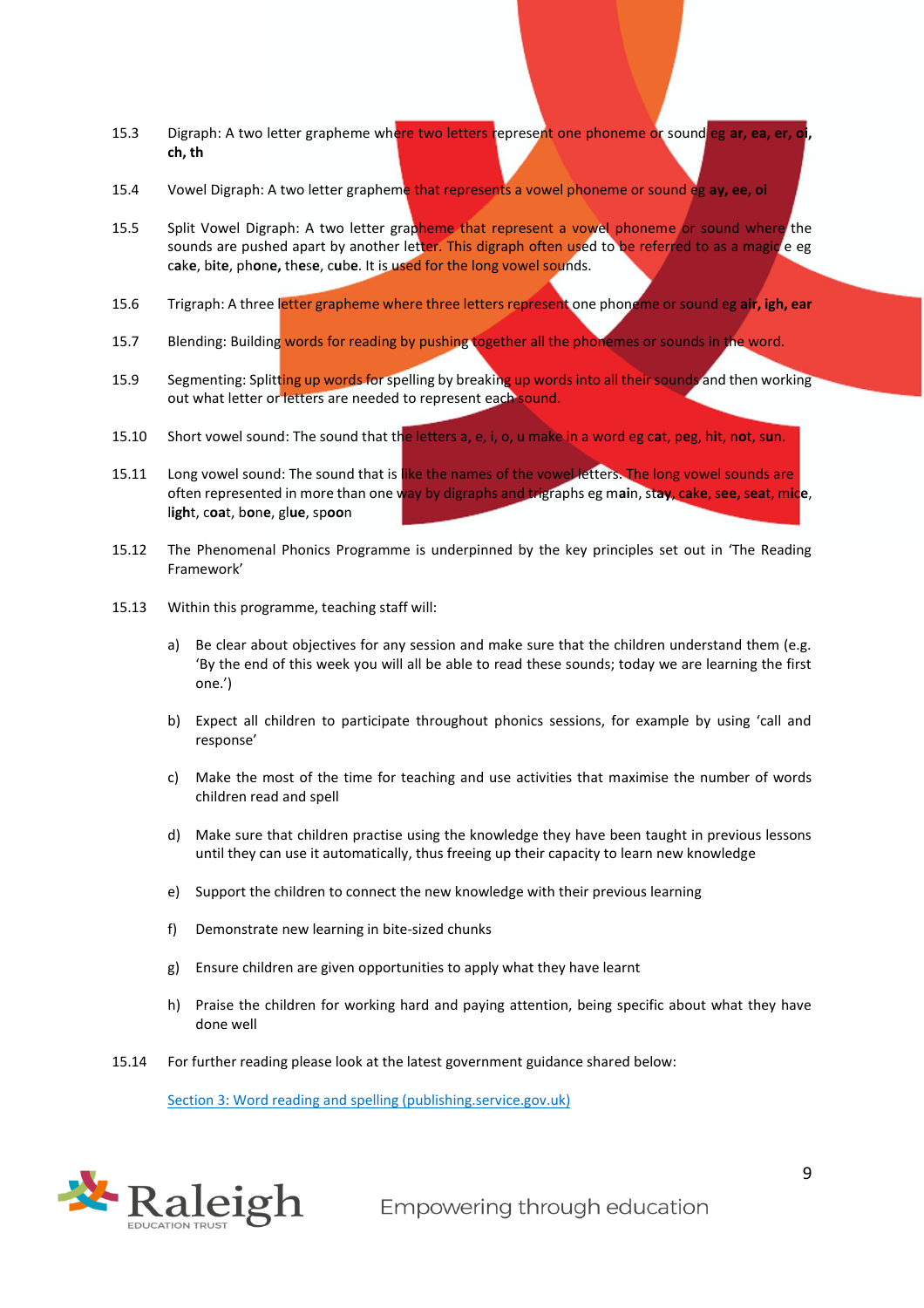15.3 Digraph: A two letter grapheme where two letters represent one phoneme or sound eg **ar, ea, er, oi, ch, th**

15.4 Vowel Digraph: A two letter grapheme that represents a vowel phoneme or sound eg **ay, ee, oi**

15.5 Split Vowel Digraph: A two letter grapheme that represent a vowel phoneme or sound where the sounds are pushed apart by another letter. This digraph often used to be referred to as a magic e eg c**a**k**e**, b**i**t**e**, ph**o**n**e**, th**e**s**e**, c**u**b**e**. It is used for the long vowel sounds.

15.6 Trigraph: A three letter grapheme where three letters represent one phoneme or sound eg **air, igh, ear**

15.7 Blending: Building words for reading by pushing together all the phonemes or sounds in the word.

15.9 Segmenting: Splitting up words for spelling by breaking up words into all their sounds and then working out what letter or letters are needed to represent each sound.

15.10 Short vowel sound: The sound that the letters a, e, i, o, u make in a word eg c**a**t, p**e**g, h**i**t, n**o**t, s**u**n.

15.11 Long vowel sound: The sound that is like the names of the vowel letters. The long vowel sounds are often represented in more than one way by digraphs and trigraphs eg m**ai**n, st**ay**, c**a**k**e**, s**ee**, s**ea**t, m**i**c**e**, l**igh**t, c**oa**t, b**o**n**e**, gl**ue**, sp**oo**n

15.12 The Phenomenal Phonics Programme is underpinned by the key principles set out in 'The Reading Framework'

15.13 Within this programme, teaching staff will:

a) Be clear about objectives for any session and make sure that the children understand them (e.g. 'By the end of this week you will all be able to read these sounds; today we are learning the first one.')

b) Expect all children to participate throughout phonics sessions, for example by using 'call and response'

c) Make the most of the time for teaching and use activities that maximise the number of words children read and spell

d) Make sure that children practise using the knowledge they have been taught in previous lessons until they can use it automatically, thus freeing up their capacity to learn new knowledge

e) Support the children to connect the new knowledge with their previous learning

f) Demonstrate new learning in bite-sized chunks

g) Ensure children are given opportunities to apply what they have learnt

h) Praise the children for working hard and paying attention, being specific about what they have done well

15.14 For further reading please look at the latest government guidance shared below:

[Section 3: Word reading and spelling (publishing.service.gov.uk)]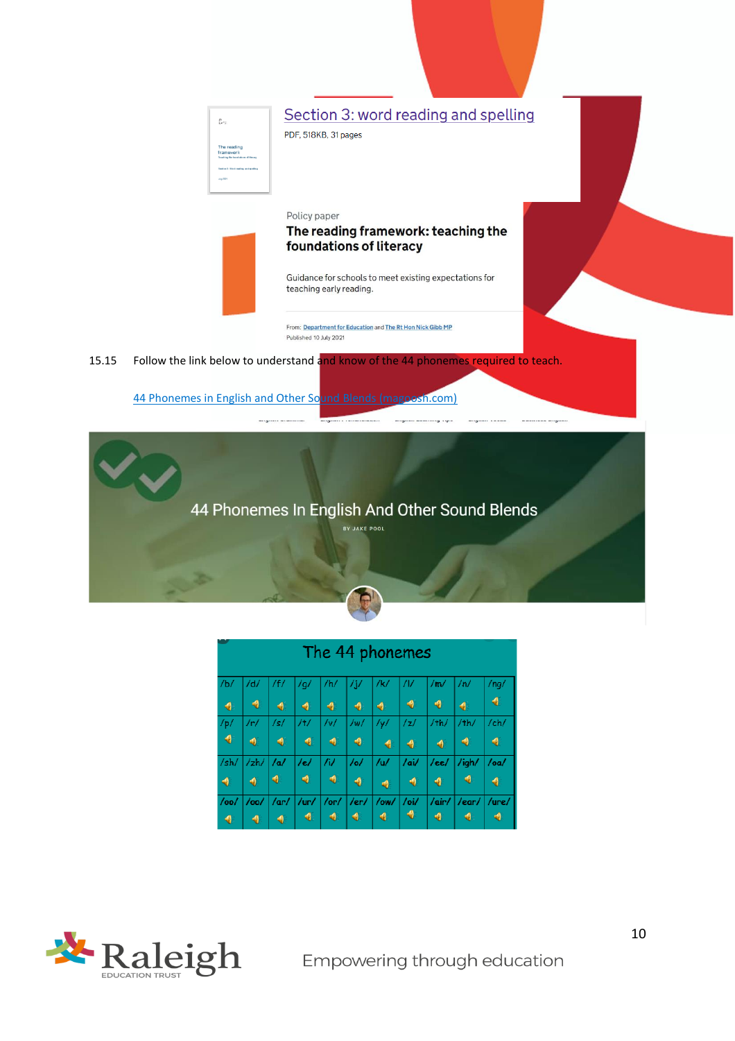Section 3: word reading and spelling

PDF, 518KB, 31 pages

Policy paper

**The reading framework: teaching the foundations of literacy**

Guidance for schools to meet existing expectations for teaching early reading.

From: Department for Education and The Rt Hon Nick Gibb MP

Published 10 July 2021

15.15 Follow the link below to understand and know of the 44 phonemes required to teach.

[44 Phonemes in English and Other Sound Blends (magoosh.com)]()

44 Phonemes In English And Other Sound Blends

BY JAKE POOL

The 44 phonemes

| | | | | | | | | | | |
|---|---|---|---|---|---|---|---|---|---|---|
| /b/ | /d/ | /f/ | /g/ | /h/ | /j/ | /k/ | /l/ | /m/ | /n/ | /ng/ |
| /p/ | /r/ | /s/ | /t/ | /v/ | /w/ | /y/ | /z/ | /th/ | /th/ | /ch/ |
| /sh/ | /zh/ | /a/ | /e/ | /i/ | /o/ | /u/ | /ai/ | /ee/ | /igh/ | /oa/ |
| /oo/ | /oo/ | /ar/ | /ur/ | /or/ | /er/ | /ow/ | /oi/ | /air/ | /ear/ | /ure/ |

Empowering through education